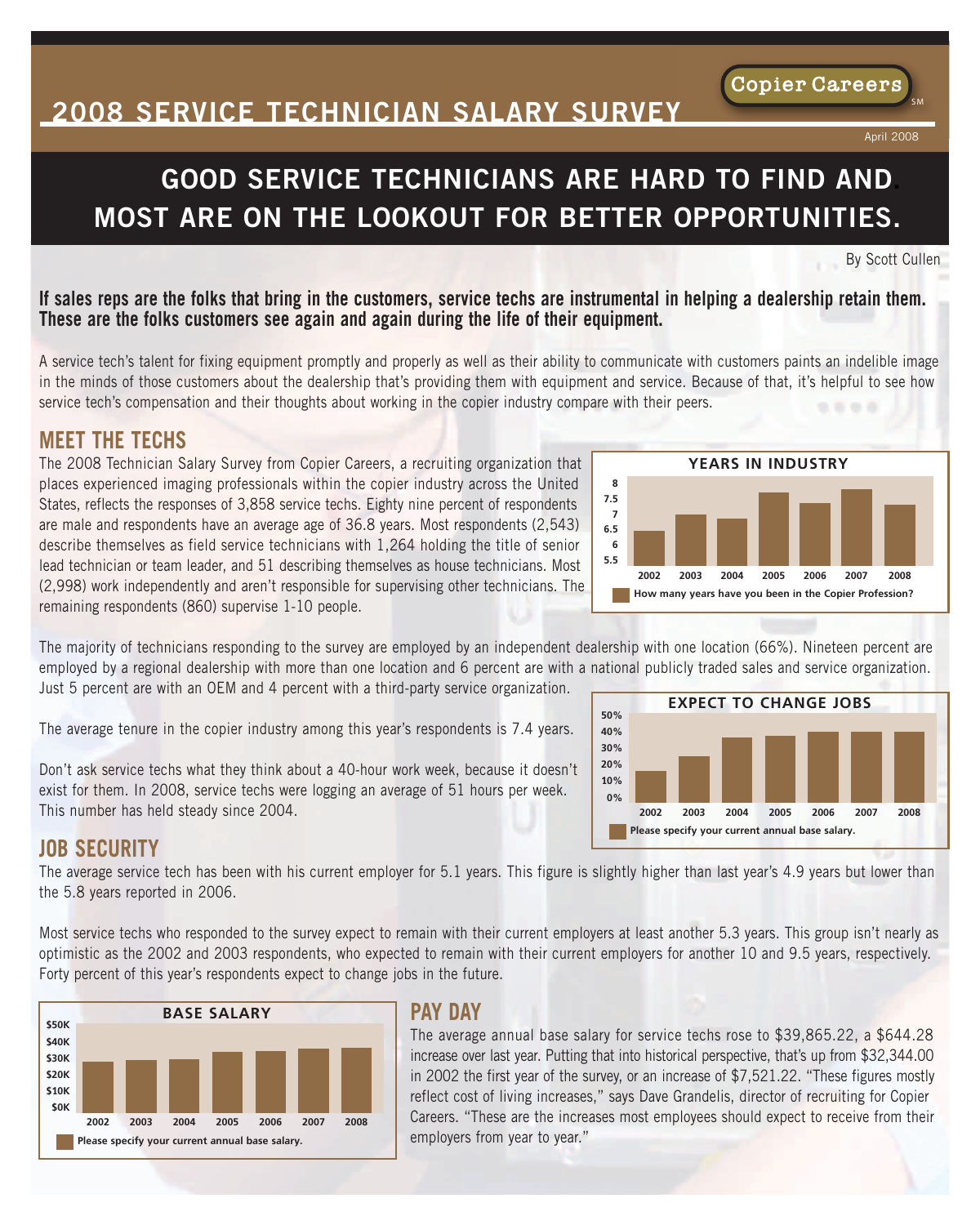# 2008 SERVICE TECHNICIAN SALARY SURVEY

Copier Careers

April 2008

## GOOD SERVICE TECHNICIANS ARE HARD TO FIND AND MOST ARE ON THE LOOKOUT FOR BETTER OPPORTUNITIES.

By Scott Cullen

**If sales reps are the folks that bring in the customers, service techs are instrumental in helping a dealership retain them. These are the folks customers see again and again during the life of their equipment.**

A service tech's talent for fixing equipment promptly and properly as well as their ability to communicate with customers paints an indelible image in the minds of those customers about the dealership that's providing them with equipment and service. Because of that, it's helpful to see how service tech's compensation and their thoughts about working in the copier industry compare with their peers.

## MEET THE TECHS

The 2008 Technician Salary Survey from Copier Careers, a recruiting organization that places experienced imaging professionals within the copier industry across the United States, reflects the responses of 3,858 service techs. Eighty nine percent of respondents are male and respondents have an average age of 36.8 years. Most respondents (2,543) describe themselves as field service technicians with 1,264 holding the title of senior lead technician or team leader, and 51 describing themselves as house technicians. Most (2,998) work independently and aren't responsible for supervising other technicians. The remaining respondents (860) supervise 1-10 people.

**YEARS IN INDUSTRY**

How many years have you been in the Copier Profession?

The majority of technicians responding to the survey are employed by an independent dealership with one location (66%). Nineteen percent are employed by a regional dealership with more than one location and 6 percent are with a national publicly traded sales and service organization. Just 5 percent are with an OEM and 4 percent with a third-party service organization.

The average tenure in the copier industry among this year's respondents is 7.4 years.

Don't ask service techs what they think about a 40-hour work week, because it doesn't exist for them. In 2008, service techs were logging an average of 51 hours per week. This number has held steady since 2004.

**EXPECT TO CHANGE JOBS**

Please specify your current annual base salary.

## JOB SECURITY

The average service tech has been with his current employer for 5.1 years. This figure is slightly higher than last year's 4.9 years but lower than the 5.8 years reported in 2006.

Most service techs who responded to the survey expect to remain with their current employers at least another 5.3 years. This group isn't nearly as optimistic as the 2002 and 2003 respondents, who expected to remain with their current employers for another 10 and 9.5 years, respectively. Forty percent of this year's respondents expect to change jobs in the future.

**BASE SALARY**

Please specify your current annual base salary.

## PAY DAY

The average annual base salary for service techs rose to $39,865.22, a $644.28 increase over last year. Putting that into historical perspective, that's up from $32,344.00 in 2002 the first year of the survey, or an increase of $7,521.22. "These figures mostly reflect cost of living increases," says Dave Grandelis, director of recruiting for Copier Careers. "These are the increases most employees should expect to receive from their employers from year to year."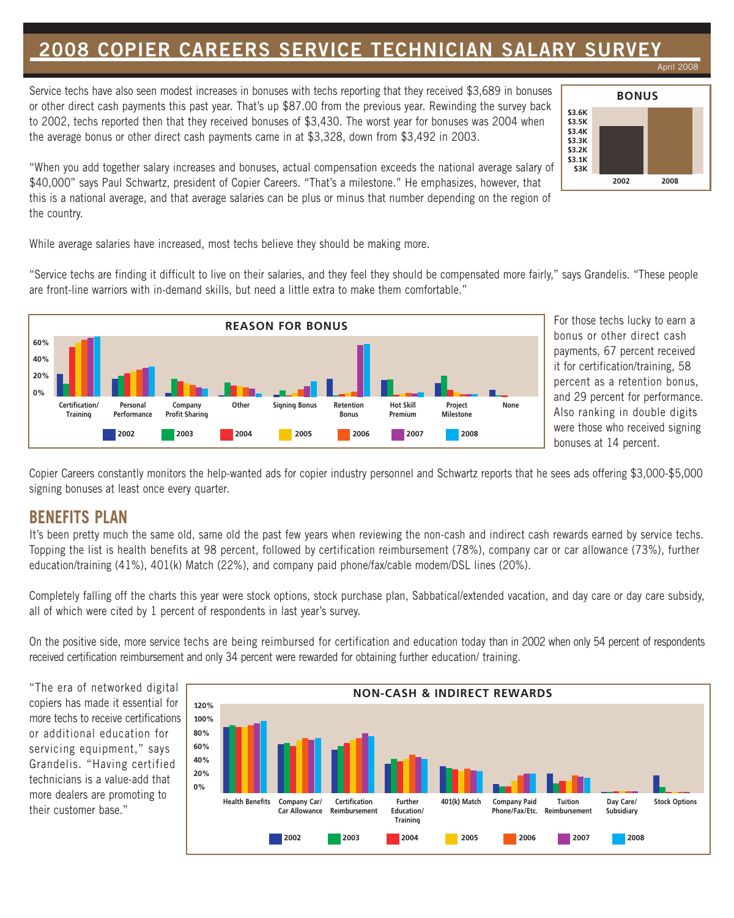# 2008 COPIER CAREERS SERVICE TECHNICIAN SALARY SURVEY

April 2008

Service techs have also seen modest increases in bonuses with techs reporting that they received $3,689 in bonuses or other direct cash payments this past year. That's up $87.00 from the previous year. Rewinding the survey back to 2002, techs reported then that they received bonuses of $3,430. The worst year for bonuses was 2004 when the average bonus or other direct cash payments came in at $3,328, down from $3,492 in 2003.

"When you add together salary increases and bonuses, actual compensation exceeds the national average salary of $40,000" says Paul Schwartz, president of Copier Careers. "That's a milestone." He emphasizes, however, that this is a national average, and that average salaries can be plus or minus that number depending on the region of the country.

While average salaries have increased, most techs believe they should be making more.

"Service techs are finding it difficult to live on their salaries, and they feel they should be compensated more fairly," says Grandelis. "These people are front-line warriors with in-demand skills, but need a little extra to make them comfortable."

For those techs lucky to earn a bonus or other direct cash payments, 67 percent received it for certification/training, 58 percent as a retention bonus, and 29 percent for performance. Also ranking in double digits were those who received signing bonuses at 14 percent.

Copier Careers constantly monitors the help-wanted ads for copier industry personnel and Schwartz reports that he sees ads offering $3,000-$5,000 signing bonuses at least once every quarter.

## BENEFITS PLAN

It's been pretty much the same old, same old the past few years when reviewing the non-cash and indirect cash rewards earned by service techs. Topping the list is health benefits at 98 percent, followed by certification reimbursement (78%), company car or car allowance (73%), further education/training (41%), 401(k) Match (22%), and company paid phone/fax/cable modem/DSL lines (20%).

Completely falling off the charts this year were stock options, stock purchase plan, Sabbatical/extended vacation, and day care or day care subsidy, all of which were cited by 1 percent of respondents in last year's survey.

On the positive side, more service techs are being reimbursed for certification and education today than in 2002 when only 54 percent of respondents received certification reimbursement and only 34 percent were rewarded for obtaining further education/ training.

"The era of networked digital copiers has made it essential for more techs to receive certifications or additional education for servicing equipment," says Grandelis. "Having certified technicians is a value-add that more dealers are promoting to their customer base."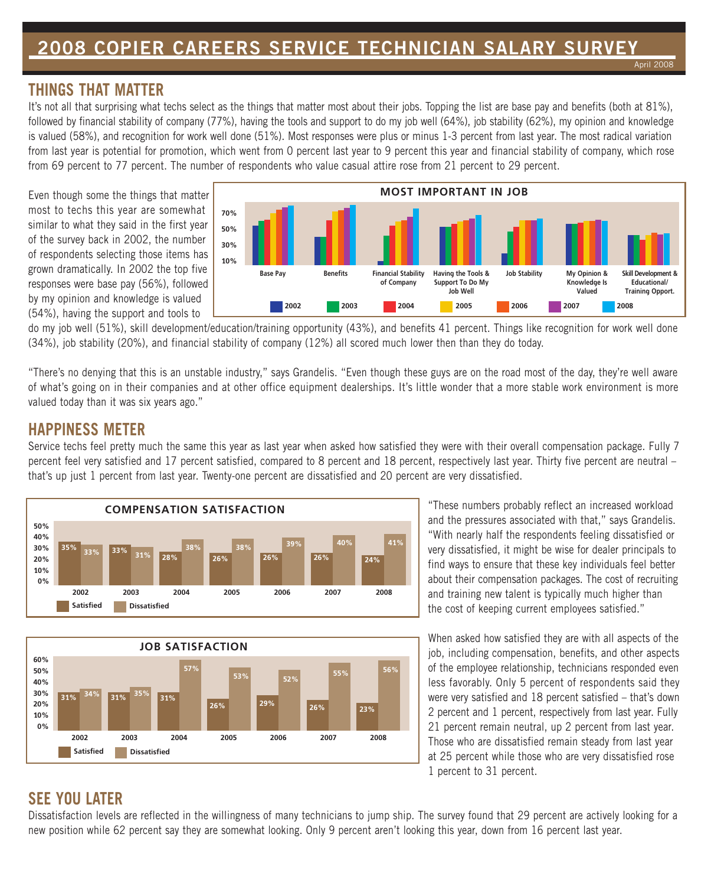# 2008 COPIER CAREERS SERVICE TECHNICIAN SALARY SURVEY

April 2008

## THINGS THAT MATTER

It's not all that surprising what techs select as the things that matter most about their jobs. Topping the list are base pay and benefits (both at 81%), followed by financial stability of company (77%), having the tools and support to do my job well (64%), job stability (62%), my opinion and knowledge is valued (58%), and recognition for work well done (51%). Most responses were plus or minus 1-3 percent from last year. The most radical variation from last year is potential for promotion, which went from 0 percent last year to 9 percent this year and financial stability of company, which rose from 69 percent to 77 percent. The number of respondents who value casual attire rose from 21 percent to 29 percent.

Even though some the things that matter most to techs this year are somewhat similar to what they said in the first year of the survey back in 2002, the number of respondents selecting those items has grown dramatically. In 2002 the top five responses were base pay (56%), followed by my opinion and knowledge is valued (54%), having the support and tools to do my job well (51%), skill development/education/training opportunity (43%), and benefits 41 percent. Things like recognition for work well done (34%), job stability (20%), and financial stability of company (12%) all scored much lower then than they do today.

**MOST IMPORTANT IN JOB**

Categories: Base Pay; Benefits; Financial Stability of Company; Having the Tools & Support To Do My Job Well; Job Stability; My Opinion & Knowledge Is Valued; Skill Development & Educational/Training Opport.

Legend: 2002, 2003, 2004, 2005, 2006, 2007, 2008

"There's no denying that this is an unstable industry," says Grandelis. "Even though these guys are on the road most of the day, they're well aware of what's going on in their companies and at other office equipment dealerships. It's little wonder that a more stable work environment is more valued today than it was six years ago."

## HAPPINESS METER

Service techs feel pretty much the same this year as last year when asked how satisfied they were with their overall compensation package. Fully 7 percent feel very satisfied and 17 percent satisfied, compared to 8 percent and 18 percent, respectively last year. Thirty five percent are neutral – that's up just 1 percent from last year. Twenty-one percent are dissatisfied and 20 percent are very dissatisfied.

**COMPENSATION SATISFACTION**

| | 2002 | 2003 | 2004 | 2005 | 2006 | 2007 | 2008 |
|---|---|---|---|---|---|---|---|
| Satisfied | 35% | 33% | 28% | 26% | 26% | 26% | 24% |
| Dissatisfied | 33% | 31% | 38% | 38% | 39% | 40% | 41% |

"These numbers probably reflect an increased workload and the pressures associated with that," says Grandelis. "With nearly half the respondents feeling dissatisfied or very dissatisfied, it might be wise for dealer principals to find ways to ensure that these key individuals feel better about their compensation packages. The cost of recruiting and training new talent is typically much higher than the cost of keeping current employees satisfied."

**JOB SATISFACTION**

| | 2002 | 2003 | 2004 | 2005 | 2006 | 2007 | 2008 |
|---|---|---|---|---|---|---|---|
| Satisfied | 31% | 31% | 31% | 26% | 29% | 26% | 23% |
| Dissatisfied | 34% | 35% | 57% | 53% | 52% | 55% | 56% |

When asked how satisfied they are with all aspects of the job, including compensation, benefits, and other aspects of the employee relationship, technicians responded even less favorably. Only 5 percent of respondents said they were very satisfied and 18 percent satisfied – that's down 2 percent and 1 percent, respectively from last year. Fully 21 percent remain neutral, up 2 percent from last year. Those who are dissatisfied remain steady from last year at 25 percent while those who are very dissatisfied rose 1 percent to 31 percent.

## SEE YOU LATER

Dissatisfaction levels are reflected in the willingness of many technicians to jump ship. The survey found that 29 percent are actively looking for a new position while 62 percent say they are somewhat looking. Only 9 percent aren't looking this year, down from 16 percent last year.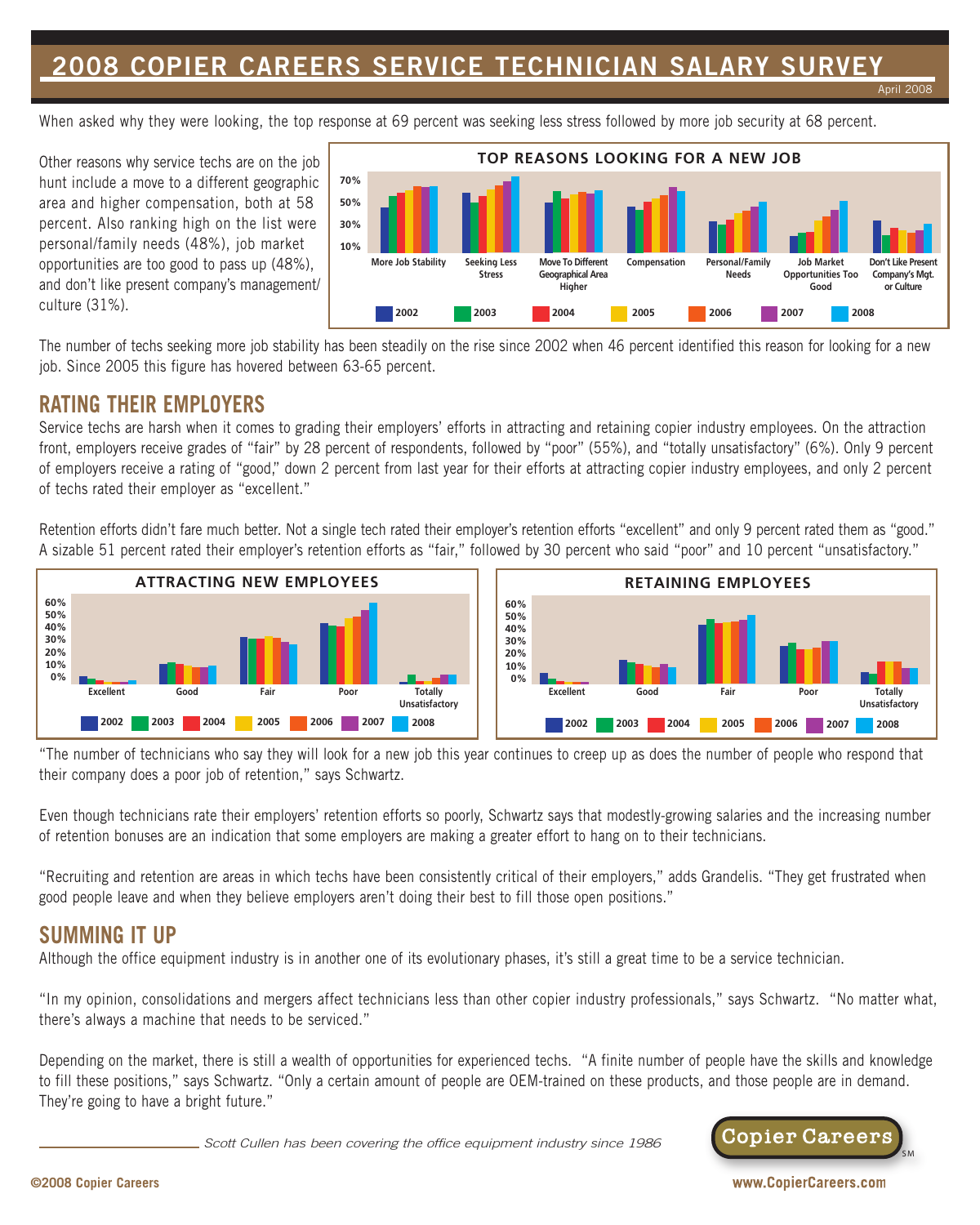# 2008 COPIER CAREERS SERVICE TECHNICIAN SALARY SURVEY

April 2008

When asked why they were looking, the top response at 69 percent was seeking less stress followed by more job security at 68 percent.

Other reasons why service techs are on the job hunt include a move to a different geographic area and higher compensation, both at 58 percent. Also ranking high on the list were personal/family needs (48%), job market opportunities are too good to pass up (48%), and don't like present company's management/culture (31%).

**TOP REASONS LOOKING FOR A NEW JOB**

70%
50%
30%
10%

More Job Stability
Seeking Less Stress
Move To Different Geographical Area Higher
Compensation
Personal/Family Needs
Job Market Opportunities Too Good
Don't Like Present Company's Mgt. or Culture

2002 2003 2004 2005 2006 2007 2008

The number of techs seeking more job stability has been steadily on the rise since 2002 when 46 percent identified this reason for looking for a new job. Since 2005 this figure has hovered between 63-65 percent.

## RATING THEIR EMPLOYERS

Service techs are harsh when it comes to grading their employers' efforts in attracting and retaining copier industry employees. On the attraction front, employers receive grades of "fair" by 28 percent of respondents, followed by "poor" (55%), and "totally unsatisfactory" (6%). Only 9 percent of employers receive a rating of "good," down 2 percent from last year for their efforts at attracting copier industry employees, and only 2 percent of techs rated their employer as "excellent."

Retention efforts didn't fare much better. Not a single tech rated their employer's retention efforts "excellent" and only 9 percent rated them as "good." A sizable 51 percent rated their employer's retention efforts as "fair," followed by 30 percent who said "poor" and 10 percent "unsatisfactory."

**ATTRACTING NEW EMPLOYEES**

60%
50%
40%
30%
20%
10%
0%

Excellent
Good
Fair
Poor
Totally Unsatisfactory

2002 2003 2004 2005 2006 2007 2008

**RETAINING EMPLOYEES**

60%
50%
40%
30%
20%
10%
0%

Excellent
Good
Fair
Poor
Totally Unsatisfactory

2002 2003 2004 2005 2006 2007 2008

"The number of technicians who say they will look for a new job this year continues to creep up as does the number of people who respond that their company does a poor job of retention," says Schwartz.

Even though technicians rate their employers' retention efforts so poorly, Schwartz says that modestly-growing salaries and the increasing number of retention bonuses are an indication that some employers are making a greater effort to hang on to their technicians.

"Recruiting and retention are areas in which techs have been consistently critical of their employers," adds Grandelis. "They get frustrated when good people leave and when they believe employers aren't doing their best to fill those open positions."

## SUMMING IT UP

Although the office equipment industry is in another one of its evolutionary phases, it's still a great time to be a service technician.

"In my opinion, consolidations and mergers affect technicians less than other copier industry professionals," says Schwartz. "No matter what, there's always a machine that needs to be serviced."

Depending on the market, there is still a wealth of opportunities for experienced techs. "A finite number of people have the skills and knowledge to fill these positions," says Schwartz. "Only a certain amount of people are OEM-trained on these products, and those people are in demand. They're going to have a bright future."

*Scott Cullen has been covering the office equipment industry since 1986*

Copier Careers SM

©2008 Copier Careers

www.CopierCareers.com